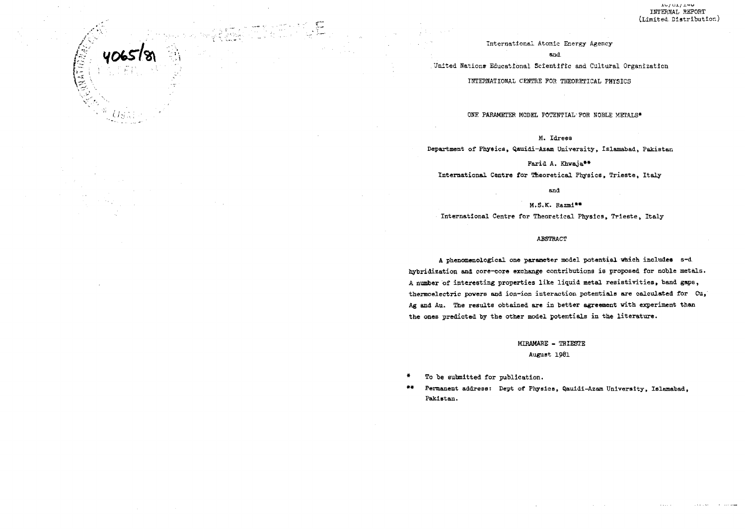IC/81/148
INTERNAL REPORT
(Limited Distribution)

International Atomic Energy Agency

and

United Nations Educational Scientific and Cultural Organization

INTERNATIONAL CENTRE FOR THEORETICAL PHYSICS

# ONE PARAMETER MODEL POTENTIAL FOR NOBLE METALS*

M. Idrees

Department of Physics, Qauidi-Azam University, Islamabad, Pakistan

Farid A. Khwaja**

International Centre for Theoretical Physics, Trieste, Italy

and

M.S.K. Razmi**

International Centre for Theoretical Physics, Trieste, Italy

## ABSTRACT

A phenomenological one parameter model potential which includes s-d hybridization and core-core exchange contributions is proposed for noble metals. A number of interesting properties like liquid metal resistivities, band gaps, thermoelectric powers and ion-ion interaction potentials are calculated for Cu, Ag and Au. The results obtained are in better agreement with experiment than the ones predicted by the other model potentials in the literature.

MIRAMARE - TRIESTE

August 1981

\* To be submitted for publication.

\*\* Permanent address: Dept of Physics, Qauidi-Azam University, Islamabad, Pakistan.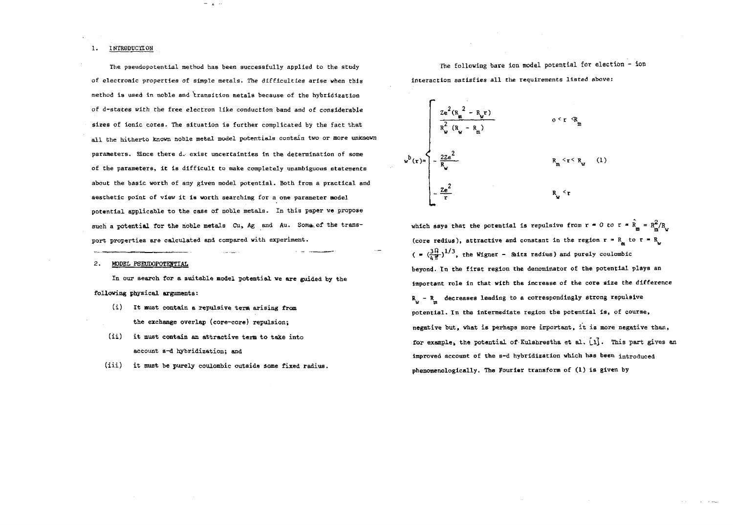## 1. INTRODUCTION

The pseudopotential method has been successfully applied to the study of electronic properties of simple metals. The difficulties arise when this method is used in noble and transition metals because of the hybridization of d-states with the free electron like conduction band and of considerable sizes of ionic cores. The situation is further complicated by the fact that all the hitherto known noble metal model potentials contain two or more unknown parameters. Since there do exist uncertainties in the determination of some of the parameters, it is difficult to make completely unambiguous statements about the basic worth of any given model potential. Both from a practical and aesthetic point of view it is worth searching for a one parameter model potential applicable to the case of noble metals. In this paper we propose such a potential for the noble metals Cu, Ag and Au. Some of the transport properties are calculated and compared with experiment.

## 2. MODEL PSEUDOPOTENTIAL

In our search for a suitable model potential we are guided by the following physical arguments:

(i) It must contain a repulsive term arising from the exchange overlap (core-core) repulsion;

(ii) it must contain an attractive term to take into account s-d hybridization; and

(iii) it must be purely coulombic outside some fixed radius.

The following bare ion model potential for election - ion interaction satisfies all the requirements listed above:

$$
w^b(r) = \begin{cases} \dfrac{Ze^2(R_m^2 - R_w r)}{R_w^2 (R_w - R_m)} & o < r < R_m \\[2ex] -\dfrac{2Ze^2}{R_w} & R_m < r < R_w \qquad (1) \\[2ex] -\dfrac{Ze^2}{r} & R_w < r \end{cases}
$$

which says that the potential is repulsive from $r = 0$ to $r = \hat{R}_m = R_m^2/R_w$ (core redius), attractive and constant in the region $r = R_m$ to $r = R_w$ ($= (\frac{3\Omega}{4\pi})^{1/3}$, the Wigner - Seitz radius) and purely coulombic beyond. In the first region the denominator of the potential plays an important role in that with the increase of the core size the difference $R_w - R_m$ decreases leading to a correspondingly strong repulsive potential. In the intermediate region the potential is, of course, negative but, what is perhaps more important, it is more negative than, for example, the potential of Kulshrestha et al. [1]. This part gives an improved account of the s-d hybridization which has been introduced phenomenologically. The Fourier transform of (1) is given by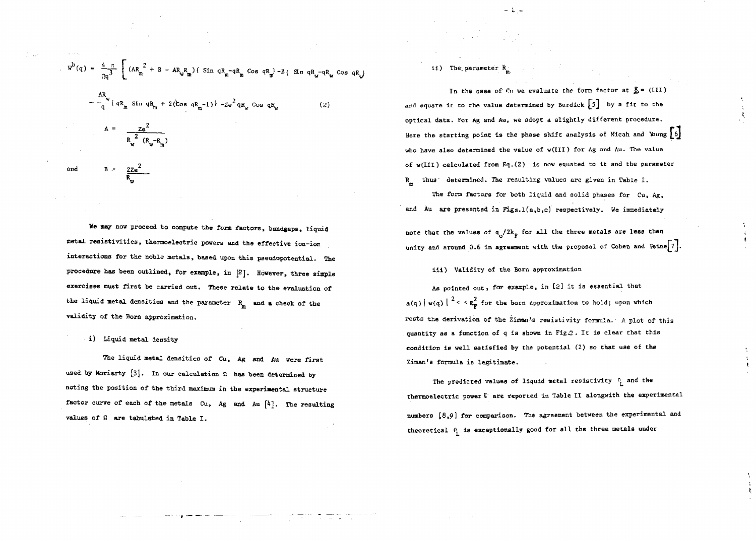$$W^b(q) = \frac{4\pi}{\Omega q^3}\left[ (AR_m^2 + B - AR_w R_m)\{\sin qR_m - qR_m \cos qR_m\} - B\{\sin qR_w - qR_w \cos qR_w\} \right.$$

$$\left. - \frac{AR_w}{q}\{qR_m \sin qR_m + 2(\cos qR_m - 1)\} - Ze^2 qR_w \cos qR_w \right] \qquad (2)$$

$$A = \frac{Ze^2}{R_w^2 (R_w - R_m)}$$

and

$$B = \frac{2Ze^2}{R_w}$$

We may now proceed to compute the form factors, bandgaps, liquid metal resistivities, thermoelectric powers and the effective ion-ion interactions for the noble metals, based upon this pseudopotential. The procedure has been outlined, for example, in [2]. However, three simple exercises must first be carried out. These relate to the evaluation of the liquid metal densities and the parameter $R_m$ and a check of the validity of the Born approximation.

i) Liquid metal density

The liquid metal densities of Cu, Ag and Au were first used by Moriarty [3]. In our calculation $\Omega$ has been determined by noting the position of the third maximum in the experimental structure factor curve of each of the metals Cu, Ag and Au [4]. The resulting values of $\Omega$ are tabulated in Table I.

ii) The parameter $R_m$

In the case of Cu we evaluate the form factor at $\underline{g}$ = (III) and equate it to the value determined by Burdick [5] by a fit to the optical data. For Ag and Au, we adopt a slightly different procedure. Here the starting point is the phase shift analysis of Micah and Young [6] who have also determined the value of w(III) for Ag and Au. The value of w(III) calculated from Eq.(2) is now equated to it and the parameter $R_m$ thus determined. The resulting values are given in Table I.

The form factors for both liquid and solid phases for Cu, Ag, and Au are presented in Figs.1(a,b,c) respectively. We immediately note that the values of $q_o/2k_F$ for all the three metals are less than unity and around 0.6 in agreement with the proposal of Cohen and Heine [7].

iii) Validity of the Born approximation

As pointed out, for example, in [2] it is essential that $a(q)\,|w(q)|^2 << E_F^2$ for the born approximation to hold; upon which rests the derivation of the Ziman's resistivity formula. A plot of this quantity as a function of q is shown in Fig.2. It is clear that this condition is well satisfied by the potential (2) so that use of the Ziman's formula is legitimate.

The predicted values of liquid metal resistivity $\rho_L$ and the thermoelectric power $\xi$ are reported in Table II alongwith the experimental numbers [8,9] for comparison. The agreement between the experimental and theoretical $\rho_L$ is exceptionally good for all the three metals under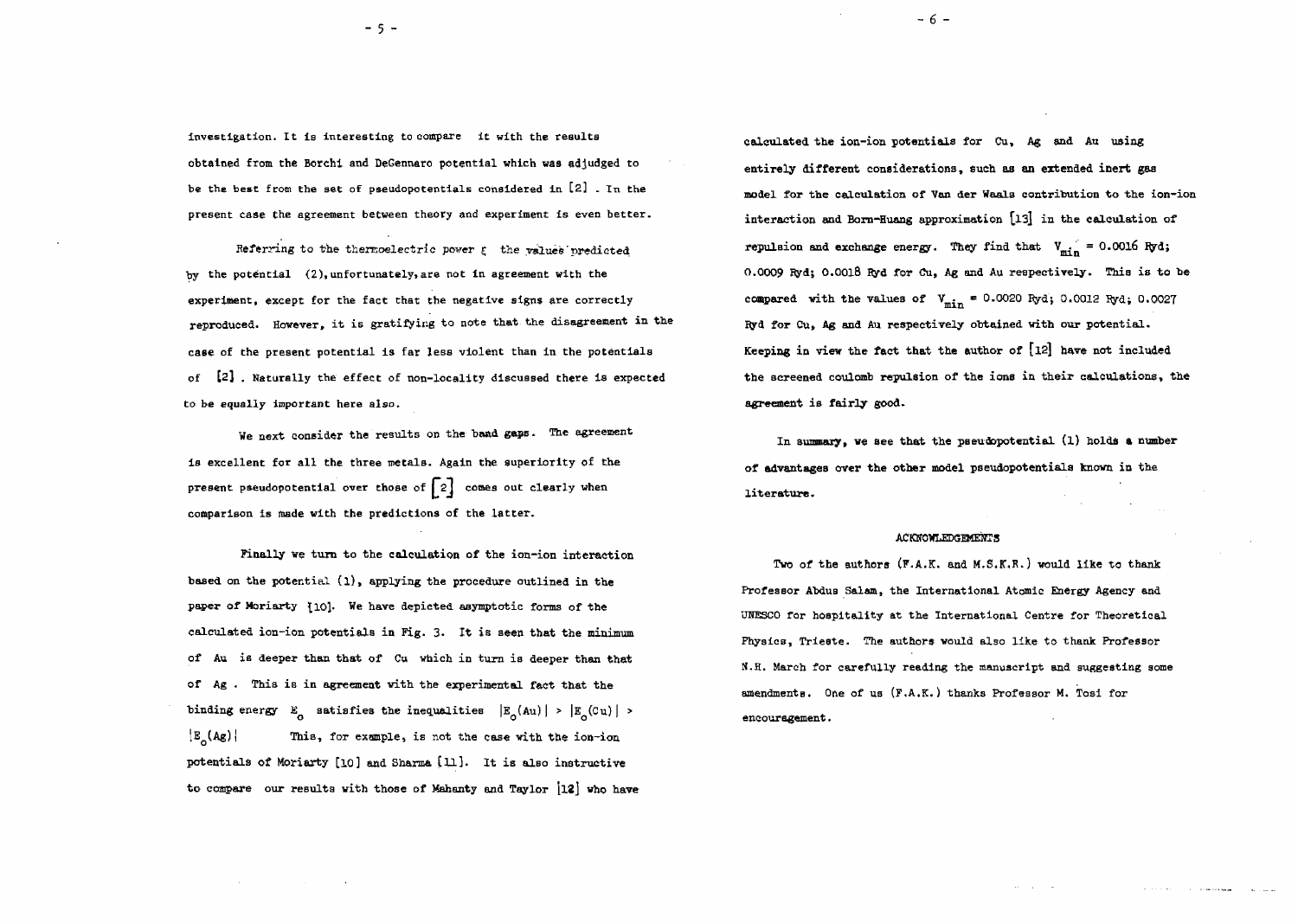investigation. It is interesting to compare it with the results obtained from the Borchi and DeGennaro potential which was adjudged to be the best from the set of pseudopotentials considered in [2] . In the present case the agreement between theory and experiment is even better.

Referring to the thermoelectric power $\xi$ the values predicted by the potential (2), unfortunately, are not in agreement with the experiment, except for the fact that the negative signs are correctly reproduced. However, it is gratifying to note that the disagreement in the case of the present potential is far less violent than in the potentials of [2] . Naturally the effect of non-locality discussed there is expected to be equally important here also.

We next consider the results on the band gaps. The agreement is excellent for all the three metals. Again the superiority of the present pseudopotential over those of [2] comes out clearly when comparison is made with the predictions of the latter.

Finally we turn to the calculation of the ion-ion interaction based on the potential (1), applying the procedure outlined in the paper of Moriarty [10]. We have depicted asymptotic forms of the calculated ion-ion potentials in Fig. 3. It is seen that the minimum of Au is deeper than that of Cu which in turn is deeper than that of Ag . This is in agreement with the experimental fact that the binding energy $E_o$ satisfies the inequalities $|E_o(Au)| > |E_o(Cu)| > |E_o(Ag)|$ This, for example, is not the case with the ion-ion potentials of Moriarty [10] and Sharma [11]. It is also instructive to compare our results with those of Mahanty and Taylor [12] who have calculated the ion-ion potentials for Cu, Ag and Au using entirely different considerations, such as an extended inert gas model for the calculation of Van der Waals contribution to the ion-ion interaction and Born-Huang approximation [13] in the calculation of repulsion and exchange energy. They find that $V_{min}$ = 0.0016 Ryd; 0.0009 Ryd; 0.0018 Ryd for Cu, Ag and Au respectively. This is to be compared with the values of $V_{min}$ = 0.0020 Ryd; 0.0012 Ryd; 0.0027 Ryd for Cu, Ag and Au respectively obtained with our potential. Keeping in view the fact that the author of [12] have not included the screened coulomb repulsion of the ions in their calculations, the agreement is fairly good.

In summary, we see that the pseudopotential (1) holds a number of advantages over the other model pseudopotentials known in the literature.

## ACKNOWLEDGEMENTS

Two of the authors (F.A.K. and M.S.K.R.) would like to thank Professor Abdus Salam, the International Atomic Energy Agency and UNESCO for hospitality at the International Centre for Theoretical Physics, Trieste. The authors would also like to thank Professor N.H. March for carefully reading the manuscript and suggesting some amendments. One of us (F.A.K.) thanks Professor M. Tosi for encouragement.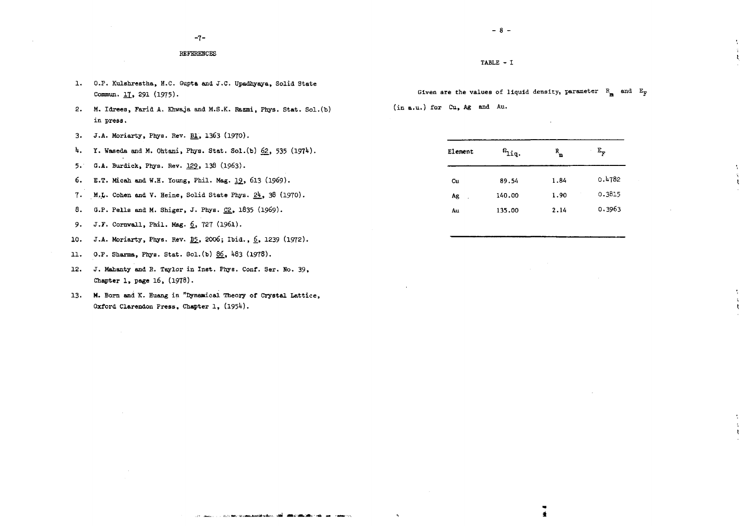## REFERENCES

1. O.P. Kulshrestha, H.C. Gupta and J.C. Upadhyaya, Solid State Commun. 17, 291 (1975).
2. M. Idrees, Farid A. Khwaja and M.S.K. Razmi, Phys. Stat. Sol.(b) in press.
3. J.A. Moriarty, Phys. Rev. B1, 1363 (1970).
4. Y. Waseda and M. Ohtani, Phys. Stat. Sol.(b) 62, 535 (1974).
5. G.A. Burdick, Phys. Rev. 129, 138 (1963).
6. E.T. Micah and W.H. Young, Phil. Mag. 19, 613 (1969).
7. M.L. Cohen and V. Heine, Solid State Phys. 24, 38 (1970).
8. G.P. Pells and M. Shiger, J. Phys. C2, 1835 (1969).
9. J.F. Cornwall, Phil. Mag. 6, 727 (1961).
10. J.A. Moriarty, Phys. Rev. B5, 2006; Ibid., 6, 1239 (1972).
11. O.P. Sharma, Phys. Stat. Sol.(b) 86, 483 (1978).
12. J. Mahanty and R. Taylor in Inst. Phys. Conf. Ser. No. 39, Chapter 1, page 16, (1978).
13. M. Born and K. Huang in "Dynamical Theory of Crystal Lattice, Oxford Clarendon Press, Chapter 1, (1954).

## TABLE - I

Given are the values of liquid density, parameter $R_m$ and $E_F$ (in a.u.) for Cu, Ag and Au.

| Element | $\Omega_{liq.}$ | $R_m$ | $E_F$ |
|---|---|---|---|
| Cu | 89.54 | 1.84 | 0.4782 |
| Ag | 140.00 | 1.90 | 0.3815 |
| Au | 135.00 | 2.14 | 0.3963 |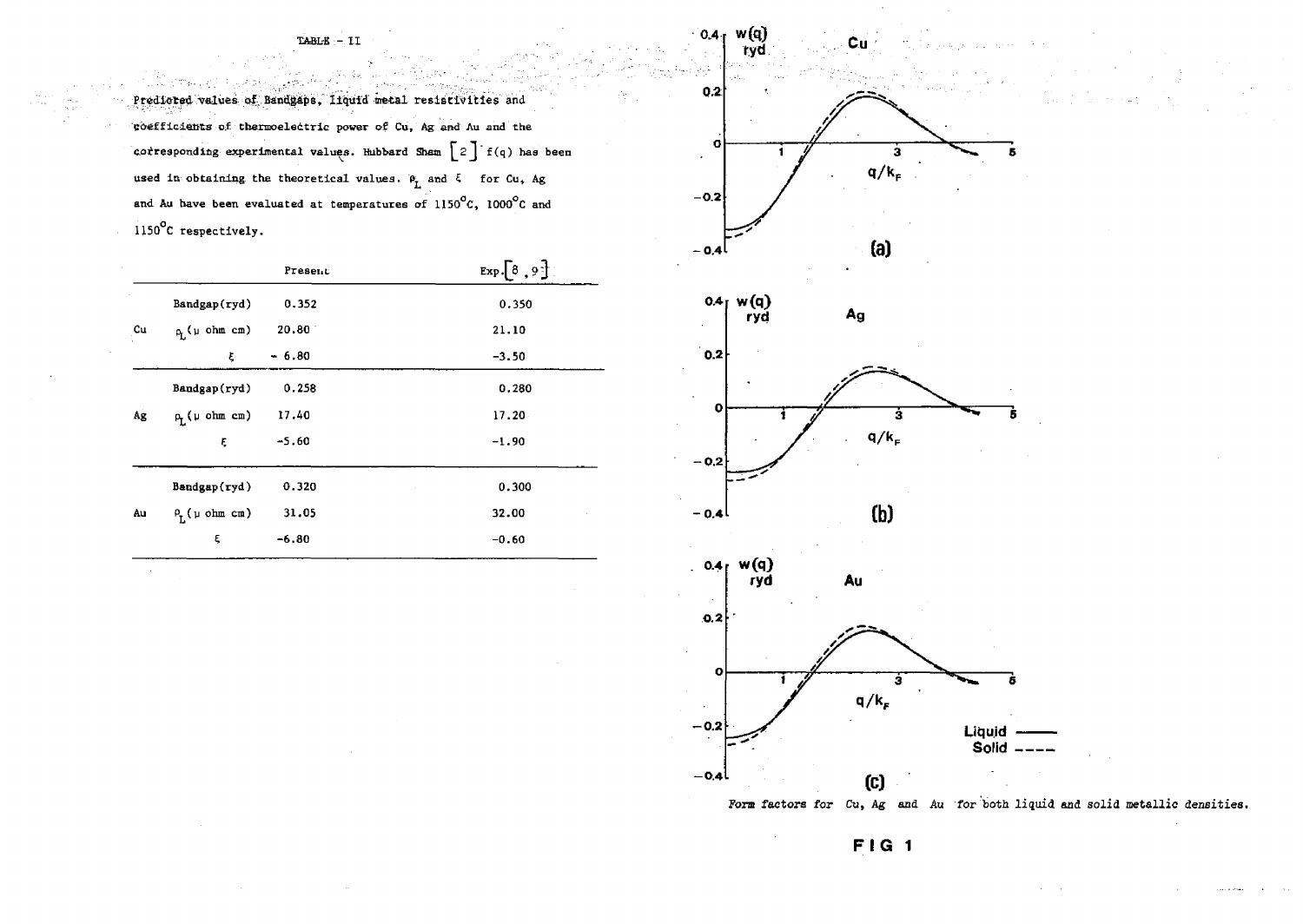TABLE - II

Predicted values of Bandgaps, liquid metal resistivities and coefficients of thermoelectric power of Cu, Ag and Au and the corresponding experimental values. Hubbard Sham [2] f(q) has been used in obtaining the theoretical values. $\rho_L$ and $\xi$ for Cu, Ag and Au have been evaluated at temperatures of 1150°C, 1000°C and 1150°C respectively.

| | | Present | Exp.[8, 9] |
|---|---|---|---|
| Cu | Bandgap(ryd) | 0.352 | 0.350 |
| | $\rho_L$ ($\mu$ ohm cm) | 20.80 | 21.10 |
| | $\xi$ | - 6.80 | -3.50 |
| Ag | Bandgap(ryd) | 0.258 | 0.280 |
| | $\rho_L$ ($\mu$ ohm cm) | 17.40 | 17.20 |
| | $\xi$ | -5.60 | -1.90 |
| Au | Bandgap(ryd) | 0.320 | 0.300 |
| | $\rho_L$ ($\mu$ ohm cm) | 31.05 | 32.00 |
| | $\xi$ | -6.80 | -0.60 |

Form factors for Cu, Ag and Au for both liquid and solid metallic densities.

FIG 1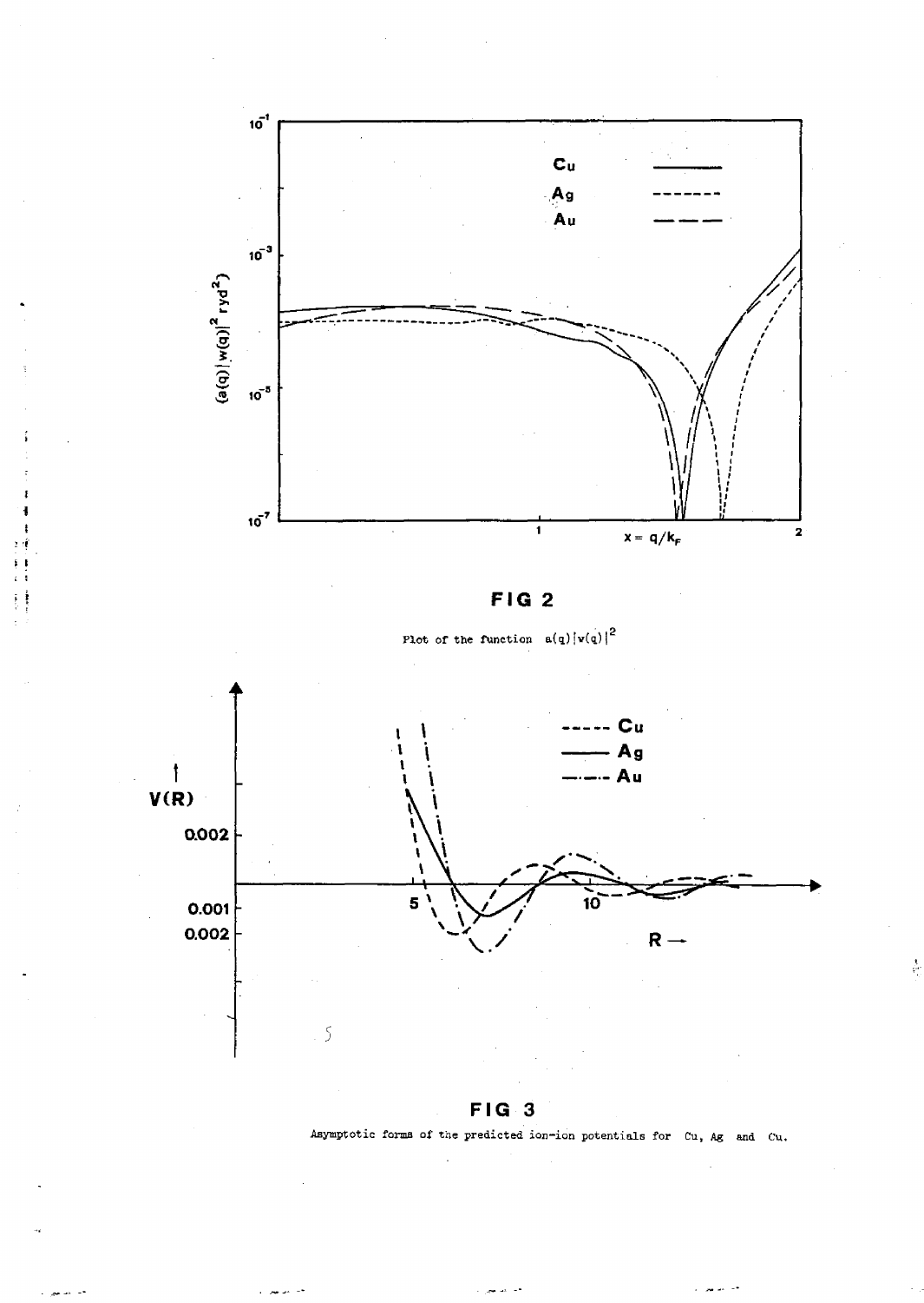**FIG 2**

Plot of the function $a(q)|v(q)|^2$

**FIG 3**

Asymptotic forms of the predicted ion-ion potentials for Cu, Ag and Cu.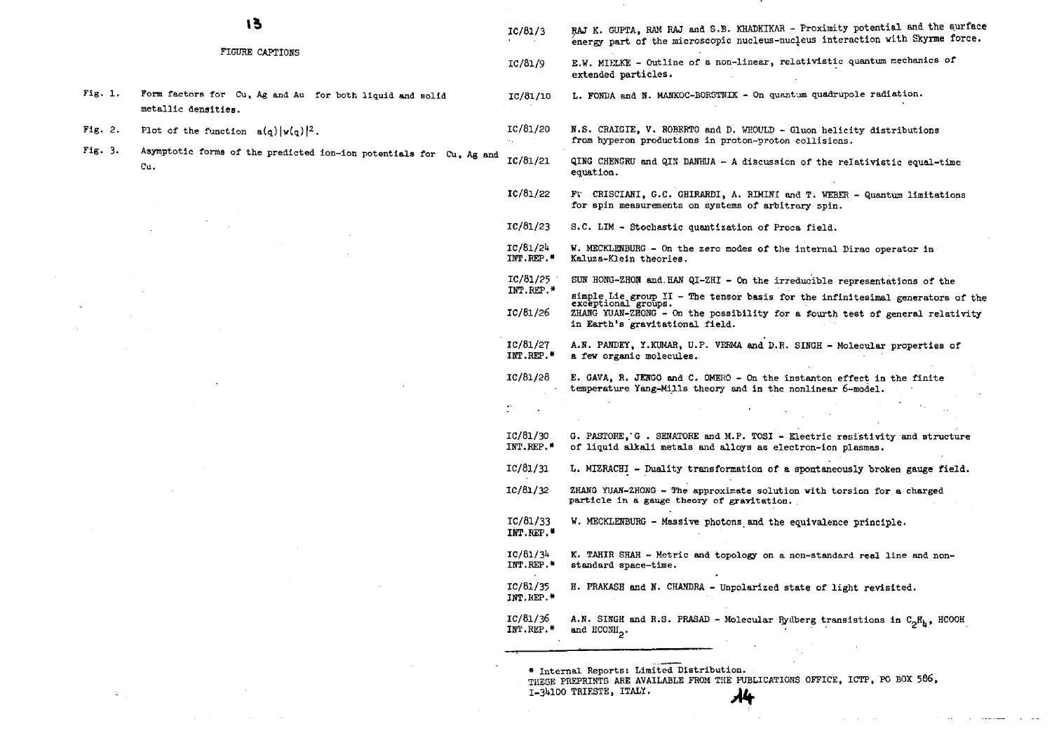## FIGURE CAPTIONS

Fig. 1. Form factors for Cu, Ag and Au for both liquid and solid metallic densities.

Fig. 2. Plot of the function $a(q)|w(q)|^2$.

Fig. 3. Asymptotic forms of the predicted ion-ion potentials for Cu, Ag and Cu.

IC/81/3 RAJ K. GUPTA, RAM RAJ and S.B. KHADKIKAR - Proximity potential and the surface energy part of the microscopic nucleus-nucleus interaction with Skyrme force.

IC/81/9 E.W. MIELKE - Outline of a non-linear, relativistic quantum mechanics of extended particles.

IC/81/10 L. FONDA and N. MANKOC-BORSTNIK - On quantum quadrupole radiation.

IC/81/20 N.S. CRAIGIE, V. ROBERTO and D. WHOULD - Gluon helicity distributions from hyperon productions in proton-proton collisions.

IC/81/21 QING CHENGRU and QIN DANHUA - A discussion of the relativistic equal-time equation.

IC/81/22 F. CRISCIANI, G.C. GHIRARDI, A. RIMINI and T. WEBER - Quantum limitations for spin measurements on systems of arbitrary spin.

IC/81/23 S.C. LIM - Stochastic quantization of Proca field.

IC/81/24 INT.REP.* W. MECKLENBURG - On the zero modes of the internal Dirac operator in Kaluza-Klein theories.

IC/81/25 INT.REP.* SUN HONG-ZHON and HAN QI-ZHI - On the irreducible representations of the simple Lie group II - The tensor basis for the infinitesimal generators of the exceptional groups.

IC/81/26 ZHANG YUAN-ZHONG - On the possibility for a fourth test of general relativity in Earth's gravitational field.

IC/81/27 INT.REP.* A.N. PANDEY, Y.KUMAR, U.P. VERMA and D.R. SINGH - Molecular properties of a few organic molecules.

IC/81/28 E. GAVA, R. JENGO and C. OMERO - On the instanton effect in the finite temperature Yang-Mills theory and in the nonlinear 6-model.

IC/81/30 INT.REP.* G. PASTORE, G. SENATORE and M.P. TOSI - Electric resistivity and structure of liquid alkali metals and alloys as electron-ion plasmas.

IC/81/31 L. MIZRACHI - Duality transformation of a spontaneously broken gauge field.

IC/81/32 ZHANG YUAN-ZHONG - The approximate solution with torsion for a charged particle in a gauge theory of gravitation.

IC/81/33 INT.REP.* W. MECKLENBURG - Massive photons and the equivalence principle.

IC/81/34 INT.REP.* K. TAHIR SHAH - Metric and topology on a non-standard real line and non-standard space-time.

IC/81/35 INT.REP.* H. PRAKASH and N. CHANDRA - Unpolarized state of light revisited.

IC/81/36 INT.REP.* A.N. SINGH and R.S. PRASAD - Molecular Rydberg transistions in $C_2H_4$, HCOOH and $HCONH_2$.

* Internal Reports: Limited Distribution.

THESE PREPRINTS ARE AVAILABLE FROM THE PUBLICATIONS OFFICE, ICTP, PO BOX 586, I-34100 TRIESTE, ITALY.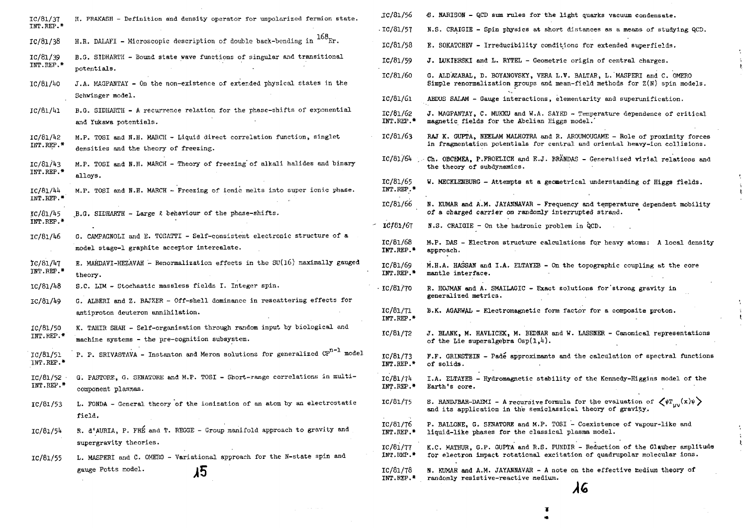IC/81/37 INT.REP.* H. PRAKASH - Definition and density operator for unpolarized fermion state.

IC/81/38 H.R. DALAFI - Microscopic description of double back-bending in $^{168}$Er.

IC/81/39 INT.REP.* B.G. SIDHARTH - Bound state wave functions of singular and transitional potentials.

IC/81/40 J.A. MAGPANTAY - On the non-existence of extended physical states in the Schwinger model.

IC/81/41 B.G. SIDHARTH - A recurrence relation for the phase-shifts of exponential and Yukawa potentials.

IC/81/42 INT.REP.* M.P. TOSI and N.H. MARCH - Liquid direct correlation function, singlet densities and the theory of freezing.

IC/81/43 INT.REP.* M.P. TOSI and N.H. MARCH - Theory of freezing of alkali halides and binary alloys.

IC/81/44 INT.REP.* M.P. TOSI and N.H. MARCH - Freezing of ionic melts into super ionic phase.

IC/81/45 INT.REP.* B.G. SIDHARTH - Large $\ell$ behaviour of the phase-shifts.

IC/81/46 G. CAMPAGNOLI and E. TOSATTI - Self-consistent electronic structure of a model stage-1 graphite acceptor intercalate.

IC/81/47 INT.REP.* E. MAHDAVI-HEZAVAH - Renormalization effects in the SU(16) maximally gauged theory.

IC/81/48 S.C. LIM - Stochastic massless fields I. Integer spin.

IC/81/49 G. ALBERI and Z. BAJZER - Off-shell dominance in rescattering effects for antiproton deuteron annihilation.

IC/81/50 INT.REP.* K. TAHIR SHAH - Self-organisation through random input by biological and machine systems - the pre-cognition subsystem.

IC/81/51 INT.REP.* P. P. SRIVASTAVA - Instanton and Meron solutions for generalized $CP^{n-1}$ model

IC/81/52 INT.REP.* G. PASTORE, G. SENATORE and M.P. TOSI - Short-range correlations in multi-component plasmas.

IC/81/53 L. FONDA - General theory of the ionization of an atom by an electrostatic field.

IC/81/54 R. d'AURIA, P. FRÉ and T. REGGE - Group manifold approach to gravity and supergravity theories.

IC/81/55 L. MASPERI and C. OMERO - Variational approach for the N-state spin and gauge Potts model.

IC/81/56 S. NARISON - QCD sum rules for the light quarks vacuum condensate.

IC/81/57 N.S. CRAIGIE - Spin physics at short distances as a means of studying QCD.

IC/81/58 E. SOKATCHEV - Irreducibility conditions for extended superfields.

IC/81/59 J. LUKIERSKI and L. RYTEL - Geometric origin of central charges.

IC/81/60 G. ALDAZABAL, D. BOYANOVSKY, VERA L.V. BALTAR, L. MASPERI and C. OMERO Simple renormalization groups and mean-field methods for Z(N) spin models.

IC/81/61 ABDUS SALAM - Gauge interactions, elementarity and superunification.

IC/81/62 INT.REP.* J. MAGPANTAY, C. MUKKU and W.A. SAYED - Temperature dependence of critical magnetic fields for the Abelian Higgs model.

IC/81/63 RAJ K. GUPTA, NEELAM MALHOTRA and R. AROUMOUGAME - Role of proximity forces in fragmentation potentials for central and oriental heavy-ion collisions.

IC/81/64 Ch. OBCEMEA, P.FROELICH and E.J. BRÄNDAS - Generalized virial relations and the theory of subdynamics.

IC/81/65 INT.REP.* W. MECKLENBURG - Attempts at a geometrical understanding of Higgs fields.

IC/81/66 N. KUMAR and A.M. JAYANNAVAR - Frequency and temperature dependent mobility of a charged carrier on randomly interrupted strand.

IC/81/67 N.S. CRAIGIE - On the hadronic problem in QCD.

IC/81/68 INT.REP.* M.P. DAS - Electron structure calculations for heavy atoms: A local density approach.

IC/81/69 INT.REP.* M.H.A. HASSAN and I.A. ELTAYEB - On the topographic coupling at the core mantle interface.

IC/81/70 R. HOJMAN and A. SMAILAGIC - Exact solutions for strong gravity in generalized metrics.

IC/81/71 INT.REP.* B.K. AGARWAL - Electromagnetic form factor for a composite proton.

IC/81/72 J. BLANK, M. HAVLICEK, M. BEDNAR and W. LASSNER - Canonical representations of the Lie superalgebra Osp(1,4).

IC/81/73 INT.REP.* F.F. GRINSTEIN - Padé approximants and the calculation of spectral functions of solids.

IC/81/74 INT.REP.* I.A. ELTAYEB - Hydromagnetic stability of the Kennedy-Higgins model of the Earth's core.

IC/81/75 S. RANDJBAR-DAEMI - A recursive formula for the evaluation of $\langle\psi T_{\mu\nu}(x)\psi\rangle$ and its application in the semiclassical theory of gravity.

IC/81/76 INT.REP.* P. BALLONE, G. SENATORE and M.P. TOSI - Coexistence of vapour-like and liquid-like phases for the classical plasma model.

IC/81/77 INT.REP.* K.C. MATHUR, G.P. GUPTA and R.S. PUNDIR - Reduction of the Glauber amplitude for electron impact rotational excitation of quadrupolar molecular ions.

IC/81/78 INT.REP.* N. KUMAR and A.M. JAYANNAVAR - A note on the effective medium theory of randomly resistive-reactive medium.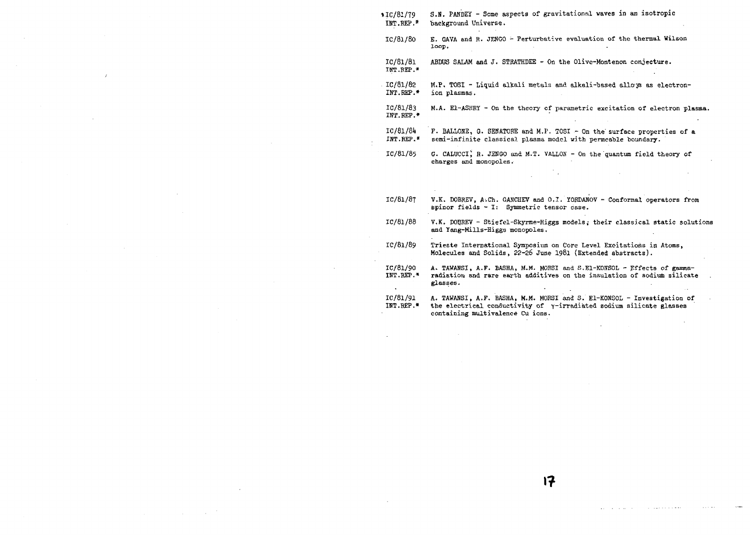| | |
|---|---|
| IC/81/79 INT.REP.* | S.N. PANDEY - Some aspects of gravitational waves in an isotropic background Universe. |
| IC/81/80 | E. GAVA and R. JENGO - Perturbative evaluation of the thermal Wilson loop. |
| IC/81/81 INT.REP.* | ABDUS SALAM and J. STRATHDEE - On the Olive-Montenon conjecture. |
| IC/81/82 INT.REP.* | M.P. TOSI - Liquid alkali metals and alkali-based alloys as electron-ion plasmas. |
| IC/81/83 INT.REP.* | M.A. El-ASHRY - On the theory of parametric excitation of electron plasma. |
| IC/81/84 INT.REP.* | P. BALLONE, G. SENATORE and M.P. TOSI - On the surface properties of a semi-infinite classical plasma model with permeable boundary. |
| IC/81/85 | G. CALUCCI, R. JENGO and M.T. VALLON - On the quantum field theory of charges and monopoles. |
| IC/81/87 | V.K. DOBREV, A.Ch. GANCHEV and O.I. YORDANOV - Conformal operators from spinor fields - I: Symmetric tensor case. |
| IC/81/88 | V.K. DOBREV - Stiefel-Skyrme-Higgs models; their classical static solutions and Yang-Mills-Higgs monopoles. |
| IC/81/89 | Trieste International Symposium on Core Level Excitations in Atoms, Molecules and Solids, 22-26 June 1981 (Extended abstracts). |
| IC/81/90 INT.REP.* | A. TAWANSI, A.F. BASHA, M.M. MORSI and S.El-KONSOL - Effects of gamma-radiation and rare earth additives on the insulation of sodium silicate glasses. |
| IC/81/91 INT.REP.* | A. TAWANSI, A.F. BASHA, M.M. MORSI and S. El-KONSOL - Investigation of the electrical conductivity of $\gamma$-irradiated sodium silicate glasses containing multivalence Cu ions. |